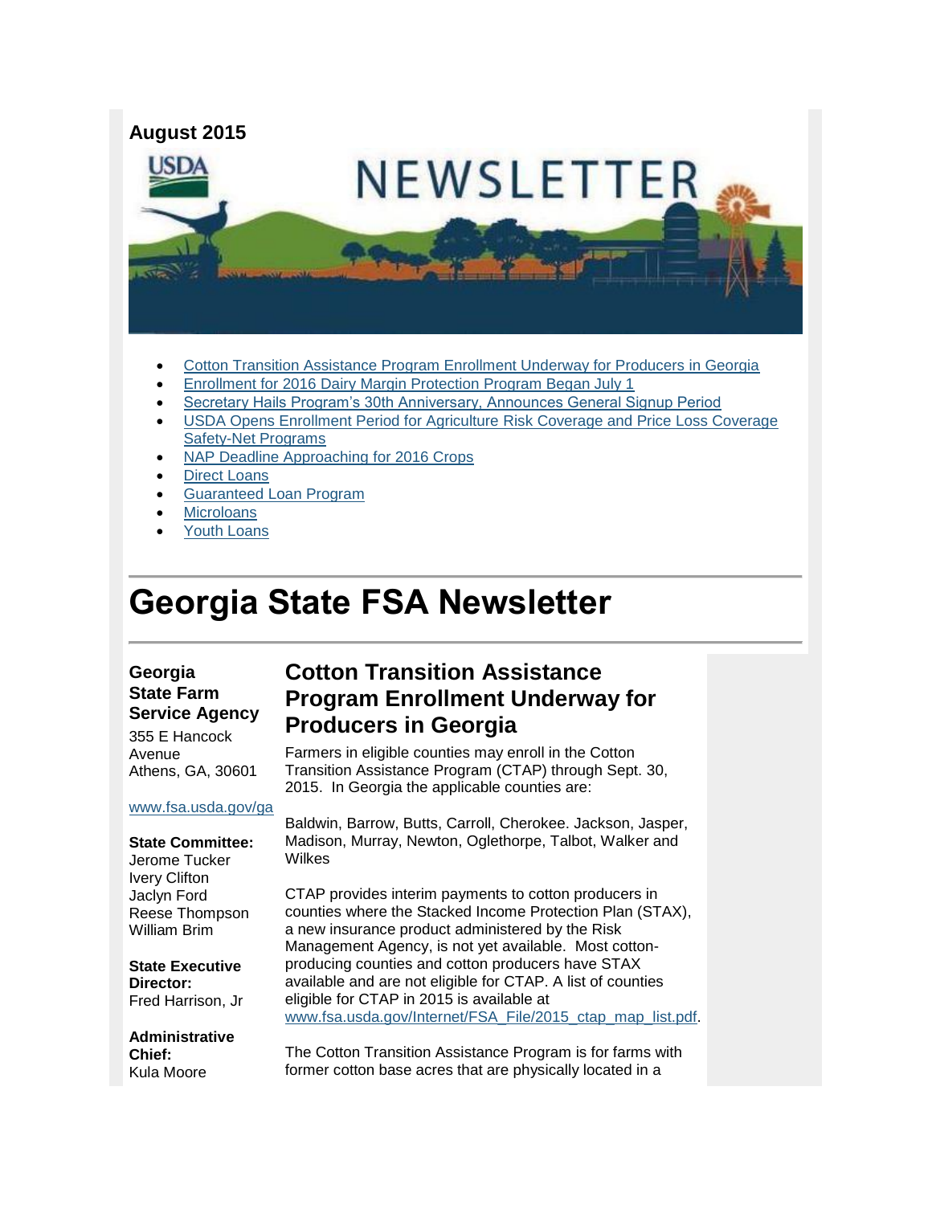August 2015

NEWSLETTER

- [Cotton Transition Assistance Program Enrollment Underway for Producers in Georgia]()
- [Enrollment for 2016 Dairy Margin Protection Program Began July 1]()
- [Secretary Hails Program's 30th Anniversary, Announces General Signup Period]()
- [USDA Opens Enrollment Period for Agriculture Risk Coverage and Price Loss Coverage Safety-Net Programs]()
- [NAP Deadline Approaching for 2016 Crops]()
- [Direct Loans]()
- [Guaranteed Loan Program]()
- [Microloans]()
- [Youth Loans]()

# Georgia State FSA Newsletter

**Georgia State Farm Service Agency**
355 E Hancock Avenue
Athens, GA, 30601

www.fsa.usda.gov/ga

**State Committee:**
Jerome Tucker
Ivery Clifton
Jaclyn Ford
Reese Thompson
William Brim

**State Executive Director:**
Fred Harrison, Jr

**Administrative Chief:**
Kula Moore

## Cotton Transition Assistance Program Enrollment Underway for Producers in Georgia

Farmers in eligible counties may enroll in the Cotton Transition Assistance Program (CTAP) through Sept. 30, 2015. In Georgia the applicable counties are:

Baldwin, Barrow, Butts, Carroll, Cherokee. Jackson, Jasper, Madison, Murray, Newton, Oglethorpe, Talbot, Walker and Wilkes

CTAP provides interim payments to cotton producers in counties where the Stacked Income Protection Plan (STAX), a new insurance product administered by the Risk Management Agency, is not yet available. Most cotton-producing counties and cotton producers have STAX available and are not eligible for CTAP. A list of counties eligible for CTAP in 2015 is available at www.fsa.usda.gov/Internet/FSA_File/2015_ctap_map_list.pdf.

The Cotton Transition Assistance Program is for farms with former cotton base acres that are physically located in a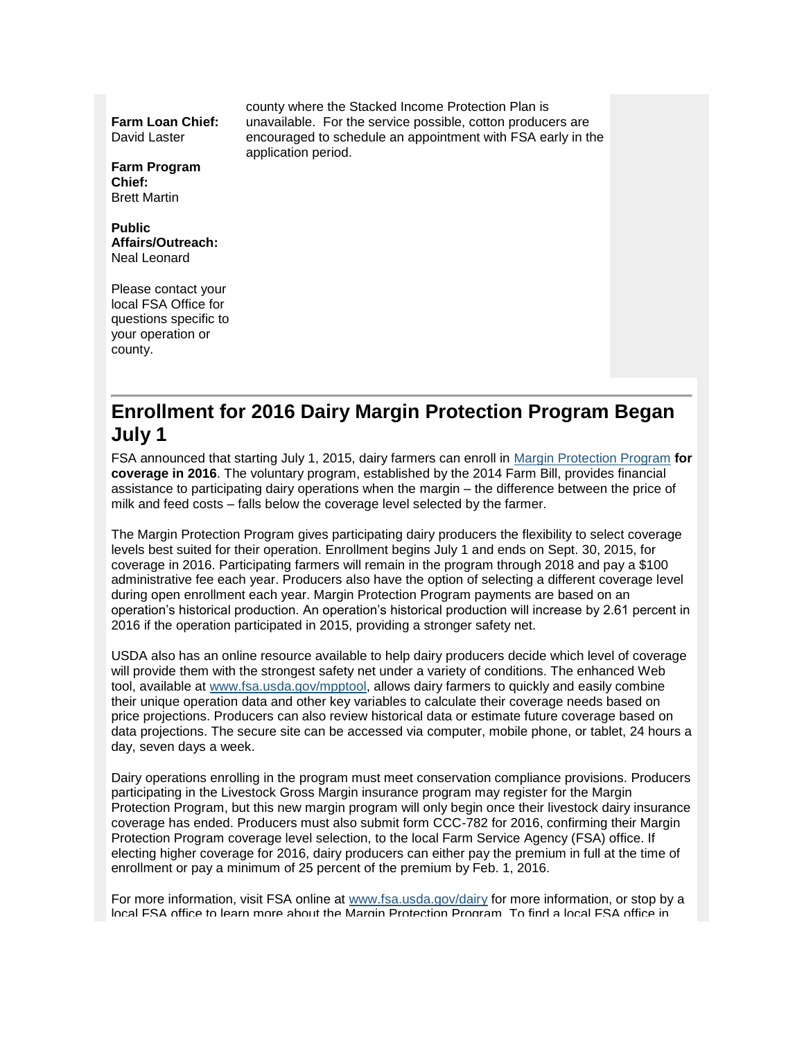**Farm Loan Chief:**
David Laster

**Farm Program Chief:**
Brett Martin

**Public Affairs/Outreach:**
Neal Leonard

Please contact your local FSA Office for questions specific to your operation or county.

county where the Stacked Income Protection Plan is unavailable. For the service possible, cotton producers are encouraged to schedule an appointment with FSA early in the application period.

## Enrollment for 2016 Dairy Margin Protection Program Began July 1

FSA announced that starting July 1, 2015, dairy farmers can enroll in Margin Protection Program **for coverage in 2016**. The voluntary program, established by the 2014 Farm Bill, provides financial assistance to participating dairy operations when the margin – the difference between the price of milk and feed costs – falls below the coverage level selected by the farmer.

The Margin Protection Program gives participating dairy producers the flexibility to select coverage levels best suited for their operation. Enrollment begins July 1 and ends on Sept. 30, 2015, for coverage in 2016. Participating farmers will remain in the program through 2018 and pay a $100 administrative fee each year. Producers also have the option of selecting a different coverage level during open enrollment each year. Margin Protection Program payments are based on an operation's historical production. An operation's historical production will increase by 2.61 percent in 2016 if the operation participated in 2015, providing a stronger safety net.

USDA also has an online resource available to help dairy producers decide which level of coverage will provide them with the strongest safety net under a variety of conditions. The enhanced Web tool, available at www.fsa.usda.gov/mpptool, allows dairy farmers to quickly and easily combine their unique operation data and other key variables to calculate their coverage needs based on price projections. Producers can also review historical data or estimate future coverage based on data projections. The secure site can be accessed via computer, mobile phone, or tablet, 24 hours a day, seven days a week.

Dairy operations enrolling in the program must meet conservation compliance provisions. Producers participating in the Livestock Gross Margin insurance program may register for the Margin Protection Program, but this new margin program will only begin once their livestock dairy insurance coverage has ended. Producers must also submit form CCC-782 for 2016, confirming their Margin Protection Program coverage level selection, to the local Farm Service Agency (FSA) office. If electing higher coverage for 2016, dairy producers can either pay the premium in full at the time of enrollment or pay a minimum of 25 percent of the premium by Feb. 1, 2016.

For more information, visit FSA online at www.fsa.usda.gov/dairy for more information, or stop by a local FSA office to learn more about the Margin Protection Program. To find a local FSA office in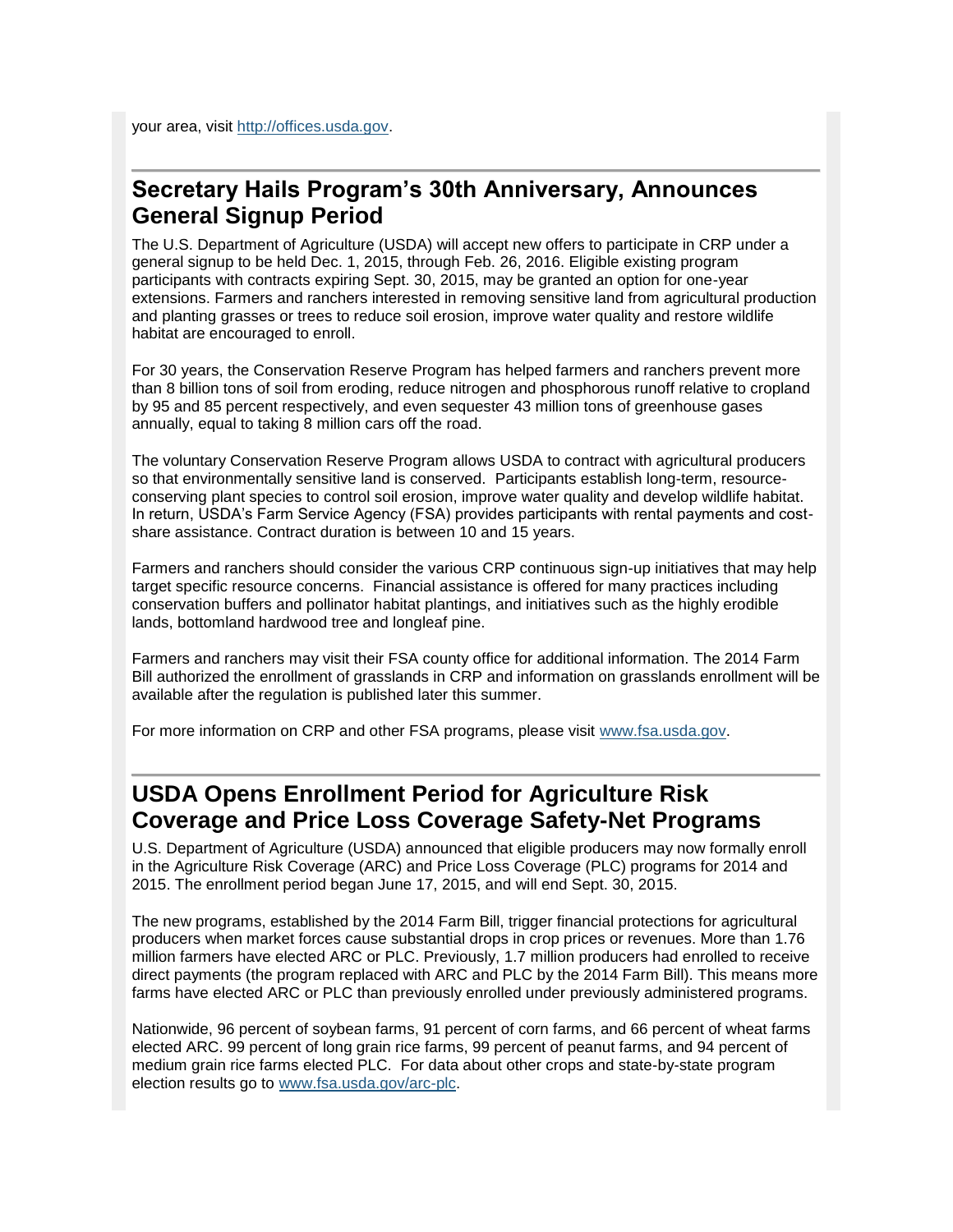your area, visit [http://offices.usda.gov](http://offices.usda.gov).

## Secretary Hails Program's 30th Anniversary, Announces General Signup Period

The U.S. Department of Agriculture (USDA) will accept new offers to participate in CRP under a general signup to be held Dec. 1, 2015, through Feb. 26, 2016. Eligible existing program participants with contracts expiring Sept. 30, 2015, may be granted an option for one-year extensions. Farmers and ranchers interested in removing sensitive land from agricultural production and planting grasses or trees to reduce soil erosion, improve water quality and restore wildlife habitat are encouraged to enroll.

For 30 years, the Conservation Reserve Program has helped farmers and ranchers prevent more than 8 billion tons of soil from eroding, reduce nitrogen and phosphorous runoff relative to cropland by 95 and 85 percent respectively, and even sequester 43 million tons of greenhouse gases annually, equal to taking 8 million cars off the road.

The voluntary Conservation Reserve Program allows USDA to contract with agricultural producers so that environmentally sensitive land is conserved. Participants establish long-term, resource-conserving plant species to control soil erosion, improve water quality and develop wildlife habitat. In return, USDA's Farm Service Agency (FSA) provides participants with rental payments and cost-share assistance. Contract duration is between 10 and 15 years.

Farmers and ranchers should consider the various CRP continuous sign-up initiatives that may help target specific resource concerns. Financial assistance is offered for many practices including conservation buffers and pollinator habitat plantings, and initiatives such as the highly erodible lands, bottomland hardwood tree and longleaf pine.

Farmers and ranchers may visit their FSA county office for additional information. The 2014 Farm Bill authorized the enrollment of grasslands in CRP and information on grasslands enrollment will be available after the regulation is published later this summer.

For more information on CRP and other FSA programs, please visit [www.fsa.usda.gov](http://www.fsa.usda.gov).

## USDA Opens Enrollment Period for Agriculture Risk Coverage and Price Loss Coverage Safety-Net Programs

U.S. Department of Agriculture (USDA) announced that eligible producers may now formally enroll in the Agriculture Risk Coverage (ARC) and Price Loss Coverage (PLC) programs for 2014 and 2015. The enrollment period began June 17, 2015, and will end Sept. 30, 2015.

The new programs, established by the 2014 Farm Bill, trigger financial protections for agricultural producers when market forces cause substantial drops in crop prices or revenues. More than 1.76 million farmers have elected ARC or PLC. Previously, 1.7 million producers had enrolled to receive direct payments (the program replaced with ARC and PLC by the 2014 Farm Bill). This means more farms have elected ARC or PLC than previously enrolled under previously administered programs.

Nationwide, 96 percent of soybean farms, 91 percent of corn farms, and 66 percent of wheat farms elected ARC. 99 percent of long grain rice farms, 99 percent of peanut farms, and 94 percent of medium grain rice farms elected PLC. For data about other crops and state-by-state program election results go to [www.fsa.usda.gov/arc-plc](http://www.fsa.usda.gov/arc-plc).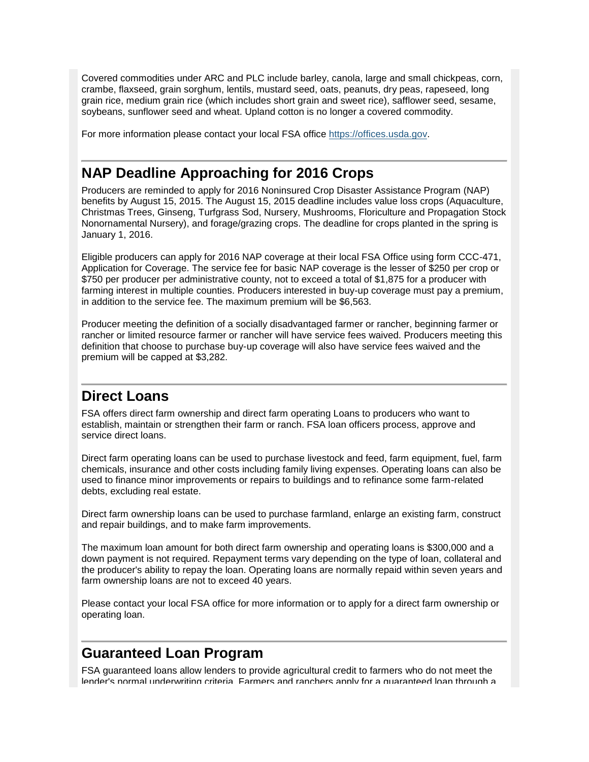Covered commodities under ARC and PLC include barley, canola, large and small chickpeas, corn, crambe, flaxseed, grain sorghum, lentils, mustard seed, oats, peanuts, dry peas, rapeseed, long grain rice, medium grain rice (which includes short grain and sweet rice), safflower seed, sesame, soybeans, sunflower seed and wheat. Upland cotton is no longer a covered commodity.

For more information please contact your local FSA office https://offices.usda.gov.

## NAP Deadline Approaching for 2016 Crops

Producers are reminded to apply for 2016 Noninsured Crop Disaster Assistance Program (NAP) benefits by August 15, 2015. The August 15, 2015 deadline includes value loss crops (Aquaculture, Christmas Trees, Ginseng, Turfgrass Sod, Nursery, Mushrooms, Floriculture and Propagation Stock Nonornamental Nursery), and forage/grazing crops. The deadline for crops planted in the spring is January 1, 2016.

Eligible producers can apply for 2016 NAP coverage at their local FSA Office using form CCC-471, Application for Coverage. The service fee for basic NAP coverage is the lesser of $250 per crop or $750 per producer per administrative county, not to exceed a total of $1,875 for a producer with farming interest in multiple counties. Producers interested in buy-up coverage must pay a premium, in addition to the service fee. The maximum premium will be $6,563.

Producer meeting the definition of a socially disadvantaged farmer or rancher, beginning farmer or rancher or limited resource farmer or rancher will have service fees waived. Producers meeting this definition that choose to purchase buy-up coverage will also have service fees waived and the premium will be capped at $3,282.

## Direct Loans

FSA offers direct farm ownership and direct farm operating Loans to producers who want to establish, maintain or strengthen their farm or ranch. FSA loan officers process, approve and service direct loans.

Direct farm operating loans can be used to purchase livestock and feed, farm equipment, fuel, farm chemicals, insurance and other costs including family living expenses. Operating loans can also be used to finance minor improvements or repairs to buildings and to refinance some farm-related debts, excluding real estate.

Direct farm ownership loans can be used to purchase farmland, enlarge an existing farm, construct and repair buildings, and to make farm improvements.

The maximum loan amount for both direct farm ownership and operating loans is $300,000 and a down payment is not required. Repayment terms vary depending on the type of loan, collateral and the producer's ability to repay the loan. Operating loans are normally repaid within seven years and farm ownership loans are not to exceed 40 years.

Please contact your local FSA office for more information or to apply for a direct farm ownership or operating loan.

## Guaranteed Loan Program

FSA guaranteed loans allow lenders to provide agricultural credit to farmers who do not meet the lender's normal underwriting criteria. Farmers and ranchers apply for a guaranteed loan through a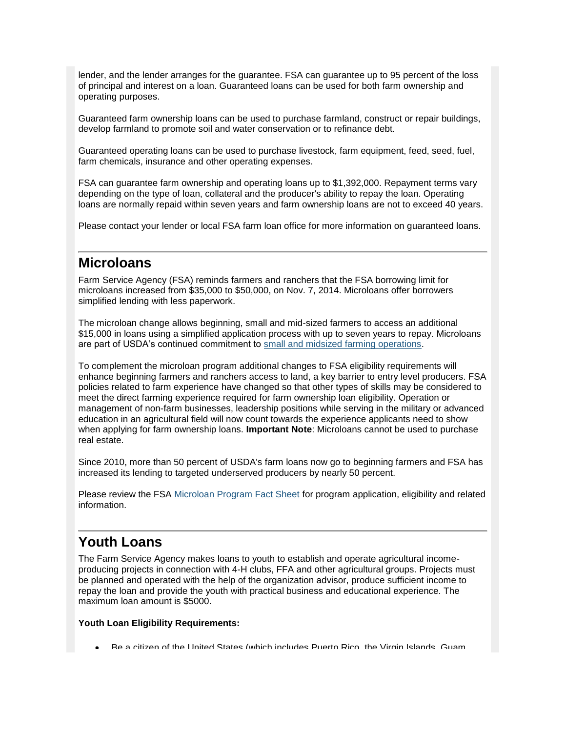lender, and the lender arranges for the guarantee. FSA can guarantee up to 95 percent of the loss of principal and interest on a loan. Guaranteed loans can be used for both farm ownership and operating purposes.

Guaranteed farm ownership loans can be used to purchase farmland, construct or repair buildings, develop farmland to promote soil and water conservation or to refinance debt.

Guaranteed operating loans can be used to purchase livestock, farm equipment, feed, seed, fuel, farm chemicals, insurance and other operating expenses.

FSA can guarantee farm ownership and operating loans up to $1,392,000. Repayment terms vary depending on the type of loan, collateral and the producer's ability to repay the loan. Operating loans are normally repaid within seven years and farm ownership loans are not to exceed 40 years.

Please contact your lender or local FSA farm loan office for more information on guaranteed loans.

## Microloans

Farm Service Agency (FSA) reminds farmers and ranchers that the FSA borrowing limit for microloans increased from $35,000 to $50,000, on Nov. 7, 2014. Microloans offer borrowers simplified lending with less paperwork.

The microloan change allows beginning, small and mid-sized farmers to access an additional $15,000 in loans using a simplified application process with up to seven years to repay. Microloans are part of USDA's continued commitment to [small and midsized farming operations](#).

To complement the microloan program additional changes to FSA eligibility requirements will enhance beginning farmers and ranchers access to land, a key barrier to entry level producers. FSA policies related to farm experience have changed so that other types of skills may be considered to meet the direct farming experience required for farm ownership loan eligibility. Operation or management of non-farm businesses, leadership positions while serving in the military or advanced education in an agricultural field will now count towards the experience applicants need to show when applying for farm ownership loans. **Important Note**: Microloans cannot be used to purchase real estate.

Since 2010, more than 50 percent of USDA's farm loans now go to beginning farmers and FSA has increased its lending to targeted underserved producers by nearly 50 percent.

Please review the FSA [Microloan Program Fact Sheet](#) for program application, eligibility and related information.

## Youth Loans

The Farm Service Agency makes loans to youth to establish and operate agricultural income-producing projects in connection with 4-H clubs, FFA and other agricultural groups. Projects must be planned and operated with the help of the organization advisor, produce sufficient income to repay the loan and provide the youth with practical business and educational experience. The maximum loan amount is $5000.

**Youth Loan Eligibility Requirements:**

- Be a citizen of the United States (which includes Puerto Rico, the Virgin Islands, Guam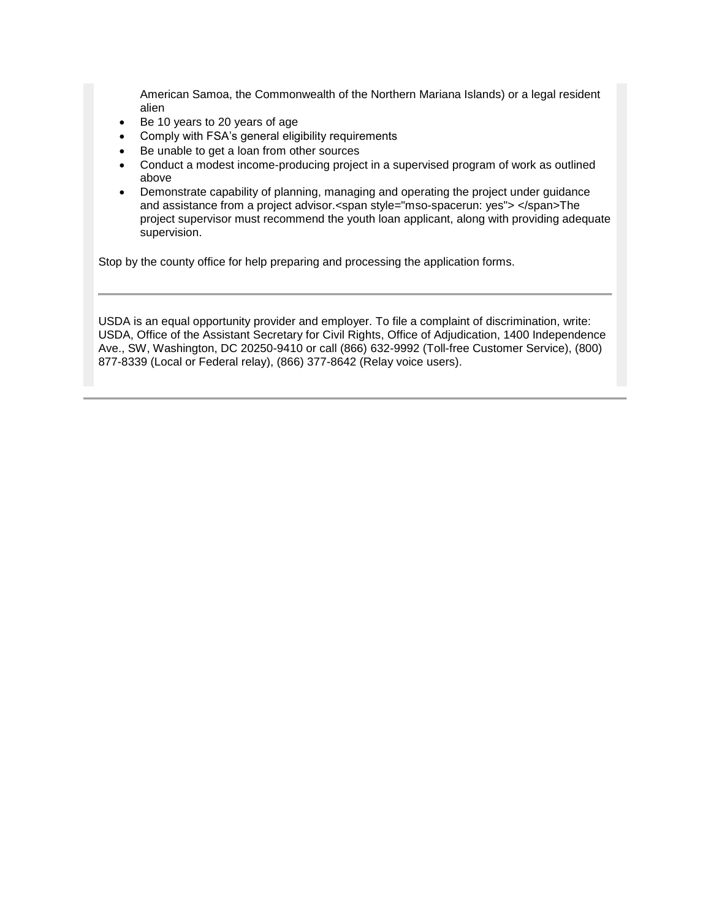American Samoa, the Commonwealth of the Northern Mariana Islands) or a legal resident alien

- Be 10 years to 20 years of age
- Comply with FSA's general eligibility requirements
- Be unable to get a loan from other sources
- Conduct a modest income-producing project in a supervised program of work as outlined above
- Demonstrate capability of planning, managing and operating the project under guidance and assistance from a project advisor.<span style="mso-spacerun: yes"> </span>The project supervisor must recommend the youth loan applicant, along with providing adequate supervision.

Stop by the county office for help preparing and processing the application forms.

---

USDA is an equal opportunity provider and employer. To file a complaint of discrimination, write: USDA, Office of the Assistant Secretary for Civil Rights, Office of Adjudication, 1400 Independence Ave., SW, Washington, DC 20250-9410 or call (866) 632-9992 (Toll-free Customer Service), (800) 877-8339 (Local or Federal relay), (866) 377-8642 (Relay voice users).